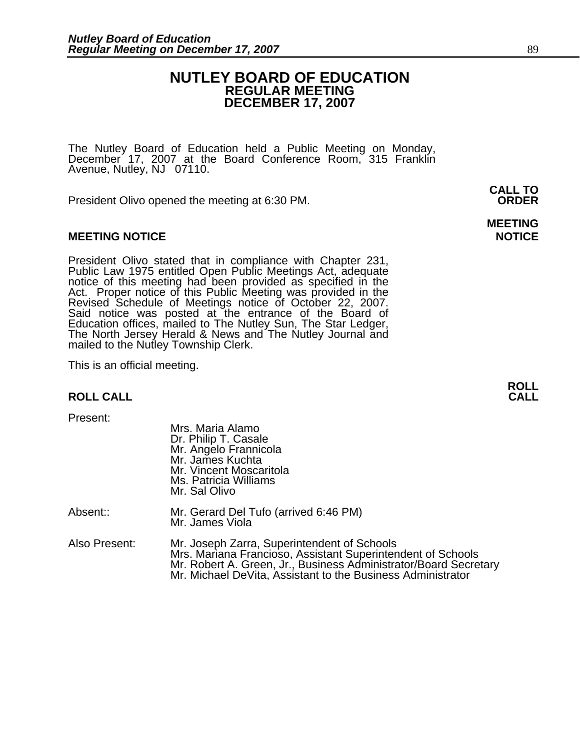# NUTLEY BOARD OF EDUCATION
## REGULAR MEETING
## DECEMBER 17, 2007

The Nutley Board of Education held a Public Meeting on Monday, December 17, 2007 at the Board Conference Room, 315 Franklin Avenue, Nutley, NJ 07110.

**CALL TO ORDER**

President Olivo opened the meeting at 6:30 PM.

**MEETING NOTICE**

**MEETING NOTICE**

President Olivo stated that in compliance with Chapter 231, Public Law 1975 entitled Open Public Meetings Act, adequate notice of this meeting had been provided as specified in the Act. Proper notice of this Public Meeting was provided in the Revised Schedule of Meetings notice of October 22, 2007. Said notice was posted at the entrance of the Board of Education offices, mailed to The Nutley Sun, The Star Ledger, The North Jersey Herald & News and The Nutley Journal and mailed to the Nutley Township Clerk.

This is an official meeting.

**ROLL CALL**

**ROLL CALL**

Present:

Mrs. Maria Alamo
Dr. Philip T. Casale
Mr. Angelo Frannicola
Mr. James Kuchta
Mr. Vincent Moscaritola
Ms. Patricia Williams
Mr. Sal Olivo

Absent:: Mr. Gerard Del Tufo (arrived 6:46 PM)
Mr. James Viola

Also Present: Mr. Joseph Zarra, Superintendent of Schools
Mrs. Mariana Francioso, Assistant Superintendent of Schools
Mr. Robert A. Green, Jr., Business Administrator/Board Secretary
Mr. Michael DeVita, Assistant to the Business Administrator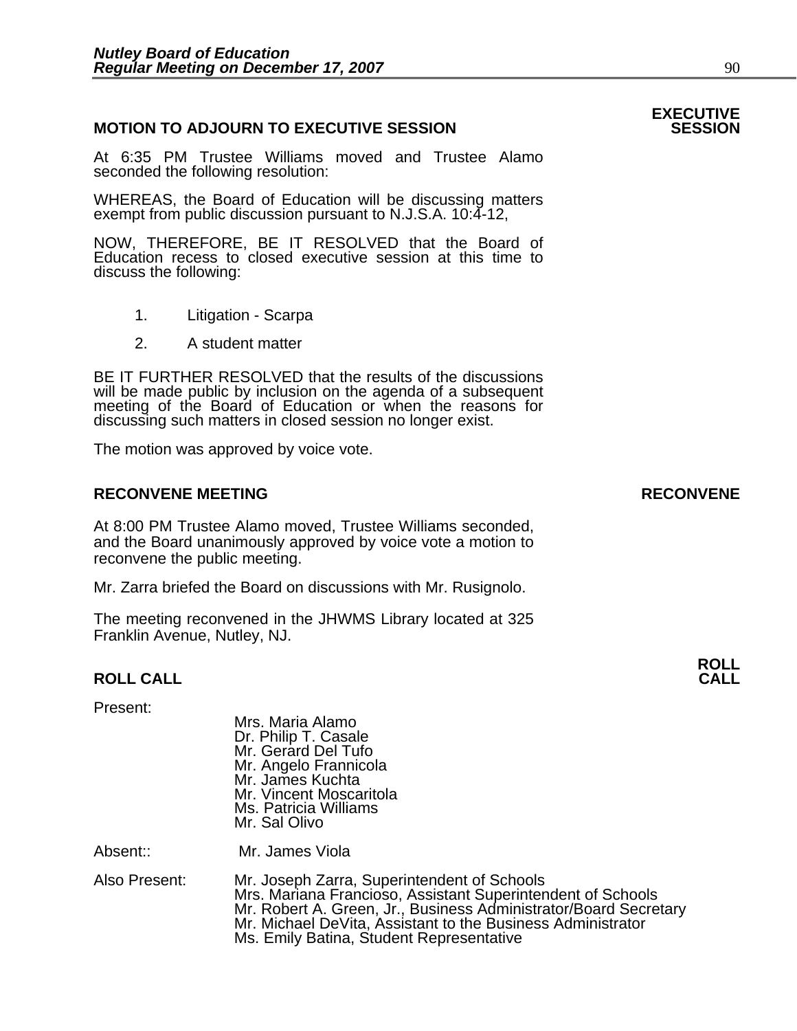## MOTION TO ADJOURN TO EXECUTIVE SESSION

**EXECUTIVE SESSION**

At 6:35 PM Trustee Williams moved and Trustee Alamo seconded the following resolution:

WHEREAS, the Board of Education will be discussing matters exempt from public discussion pursuant to N.J.S.A. 10:4-12,

NOW, THEREFORE, BE IT RESOLVED that the Board of Education recess to closed executive session at this time to discuss the following:

1. Litigation - Scarpa
2. A student matter

BE IT FURTHER RESOLVED that the results of the discussions will be made public by inclusion on the agenda of a subsequent meeting of the Board of Education or when the reasons for discussing such matters in closed session no longer exist.

The motion was approved by voice vote.

## RECONVENE MEETING

**RECONVENE**

At 8:00 PM Trustee Alamo moved, Trustee Williams seconded, and the Board unanimously approved by voice vote a motion to reconvene the public meeting.

Mr. Zarra briefed the Board on discussions with Mr. Rusignolo.

The meeting reconvened in the JHWMS Library located at 325 Franklin Avenue, Nutley, NJ.

## ROLL CALL

**ROLL CALL**

Present:

Mrs. Maria Alamo
Dr. Philip T. Casale
Mr. Gerard Del Tufo
Mr. Angelo Frannicola
Mr. James Kuchta
Mr. Vincent Moscaritola
Ms. Patricia Williams
Mr. Sal Olivo

Absent:: Mr. James Viola

Also Present:

Mr. Joseph Zarra, Superintendent of Schools
Mrs. Mariana Francioso, Assistant Superintendent of Schools
Mr. Robert A. Green, Jr., Business Administrator/Board Secretary
Mr. Michael DeVita, Assistant to the Business Administrator
Ms. Emily Batina, Student Representative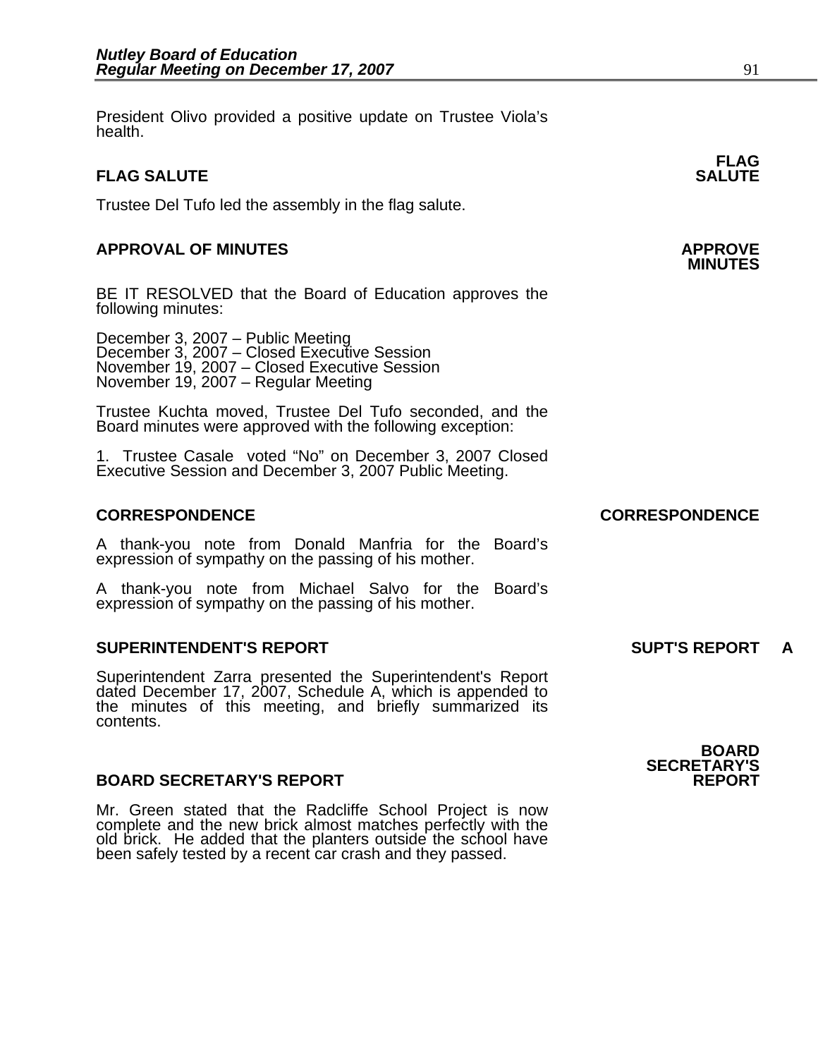President Olivo provided a positive update on Trustee Viola's health.

**FLAG SALUTE** — **FLAG SALUTE**

Trustee Del Tufo led the assembly in the flag salute.

**APPROVAL OF MINUTES** — **APPROVE MINUTES**

BE IT RESOLVED that the Board of Education approves the following minutes:

December 3, 2007 – Public Meeting
December 3, 2007 – Closed Executive Session
November 19, 2007 – Closed Executive Session
November 19, 2007 – Regular Meeting

Trustee Kuchta moved, Trustee Del Tufo seconded, and the Board minutes were approved with the following exception:

1. Trustee Casale voted "No" on December 3, 2007 Closed Executive Session and December 3, 2007 Public Meeting.

**CORRESPONDENCE** — **CORRESPONDENCE**

A thank-you note from Donald Manfria for the Board's expression of sympathy on the passing of his mother.

A thank-you note from Michael Salvo for the Board's expression of sympathy on the passing of his mother.

**SUPERINTENDENT'S REPORT** — **SUPT'S REPORT A**

Superintendent Zarra presented the Superintendent's Report dated December 17, 2007, Schedule A, which is appended to the minutes of this meeting, and briefly summarized its contents.

**BOARD SECRETARY'S REPORT** — **BOARD SECRETARY'S REPORT**

Mr. Green stated that the Radcliffe School Project is now complete and the new brick almost matches perfectly with the old brick. He added that the planters outside the school have been safely tested by a recent car crash and they passed.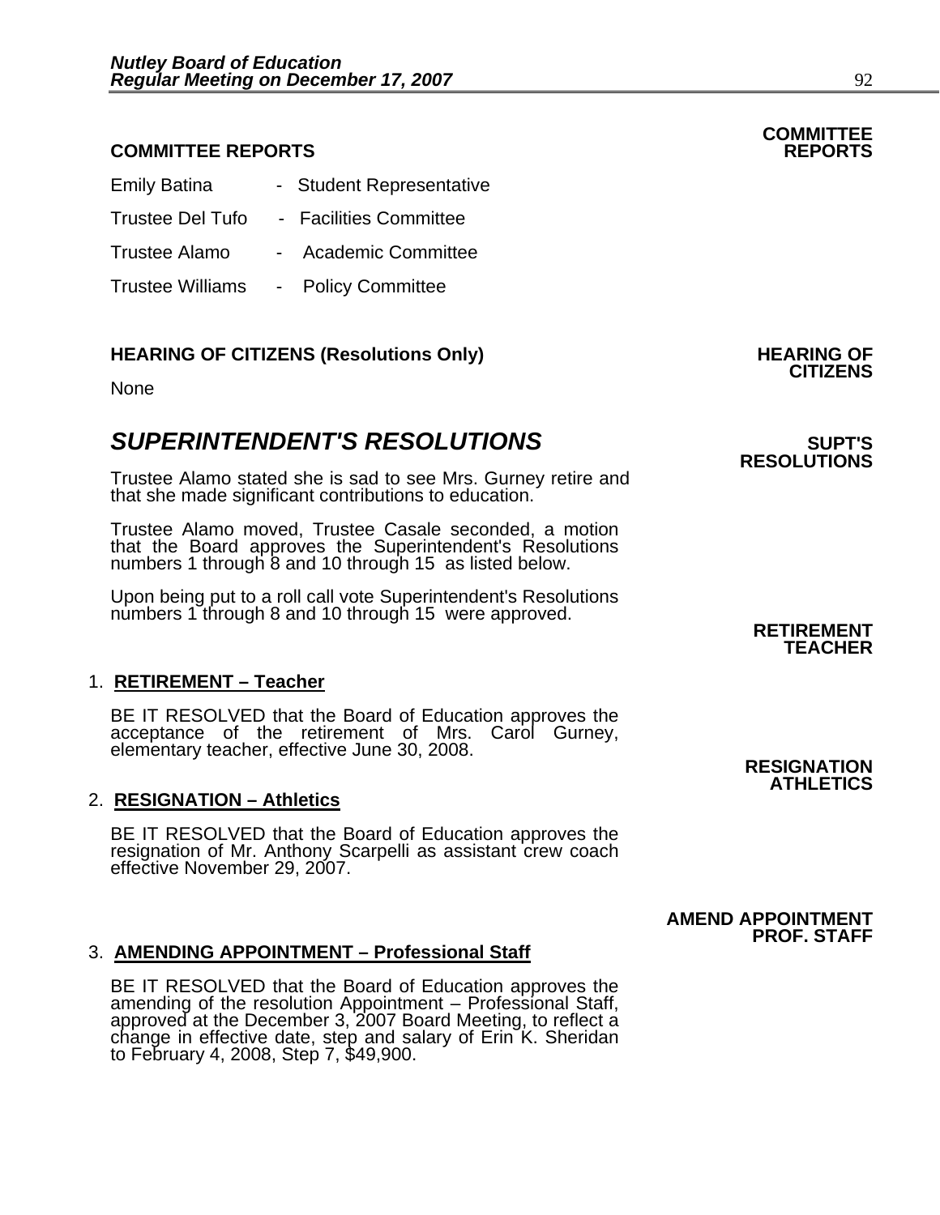**COMMITTEE REPORTS** **COMMITTEE REPORTS**

Emily Batina - Student Representative

Trustee Del Tufo - Facilities Committee

Trustee Alamo - Academic Committee

Trustee Williams - Policy Committee

**HEARING OF CITIZENS (Resolutions Only)** **HEARING OF CITIZENS**

None

## *SUPERINTENDENT'S RESOLUTIONS* **SUPT'S RESOLUTIONS**

Trustee Alamo stated she is sad to see Mrs. Gurney retire and that she made significant contributions to education.

Trustee Alamo moved, Trustee Casale seconded, a motion that the Board approves the Superintendent's Resolutions numbers 1 through 8 and 10 through 15 as listed below.

Upon being put to a roll call vote Superintendent's Resolutions numbers 1 through 8 and 10 through 15 were approved.

**RETIREMENT TEACHER**

1. **RETIREMENT – Teacher**

   BE IT RESOLVED that the Board of Education approves the acceptance of the retirement of Mrs. Carol Gurney, elementary teacher, effective June 30, 2008.

**RESIGNATION ATHLETICS**

2. **RESIGNATION – Athletics**

   BE IT RESOLVED that the Board of Education approves the resignation of Mr. Anthony Scarpelli as assistant crew coach effective November 29, 2007.

**AMEND APPOINTMENT PROF. STAFF**

3. **AMENDING APPOINTMENT – Professional Staff**

   BE IT RESOLVED that the Board of Education approves the amending of the resolution Appointment – Professional Staff, approved at the December 3, 2007 Board Meeting, to reflect a change in effective date, step and salary of Erin K. Sheridan to February 4, 2008, Step 7, $49,900.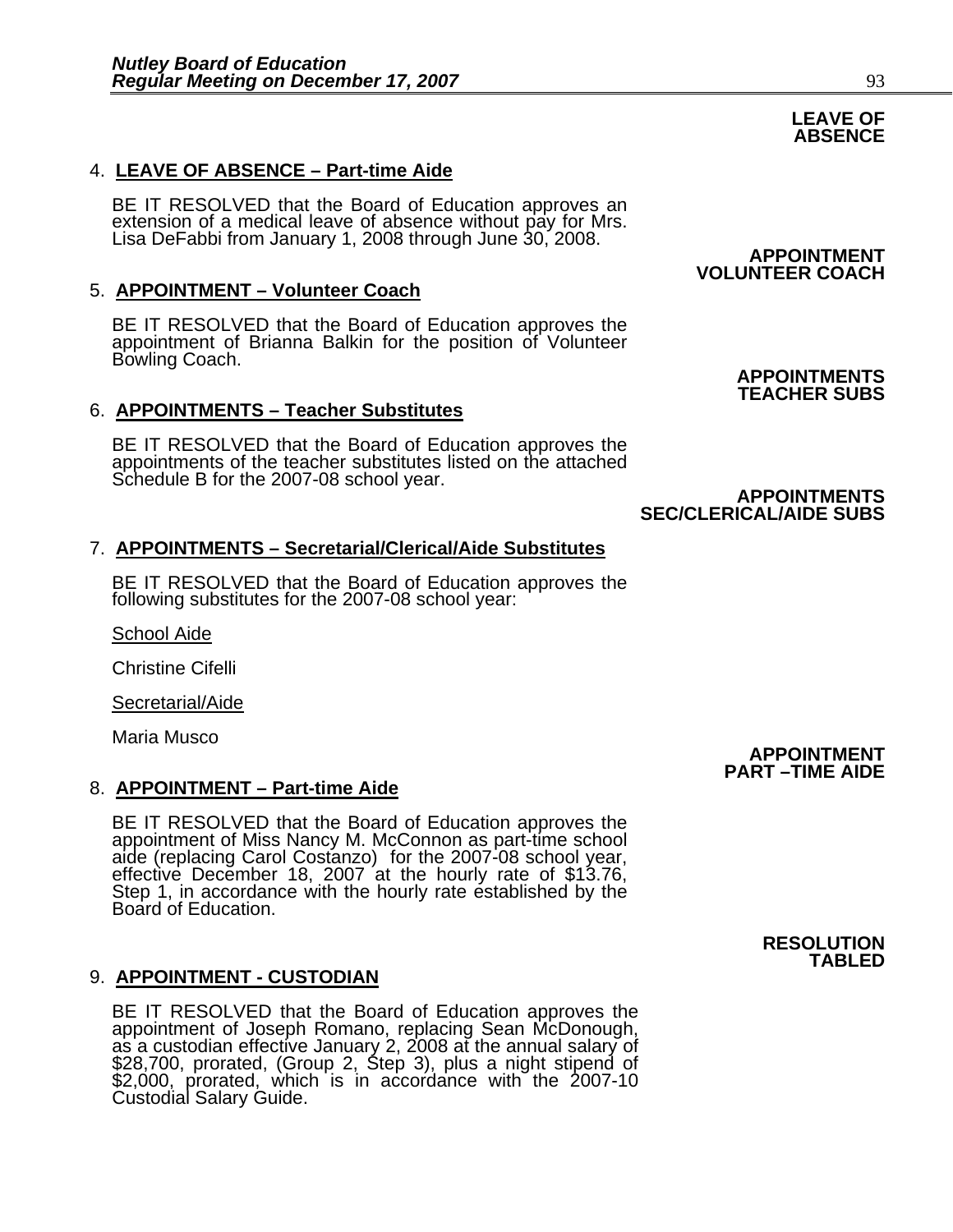**LEAVE OF ABSENCE**

4. **LEAVE OF ABSENCE – Part-time Aide**

   BE IT RESOLVED that the Board of Education approves an extension of a medical leave of absence without pay for Mrs. Lisa DeFabbi from January 1, 2008 through June 30, 2008.

**APPOINTMENT VOLUNTEER COACH**

5. **APPOINTMENT – Volunteer Coach**

   BE IT RESOLVED that the Board of Education approves the appointment of Brianna Balkin for the position of Volunteer Bowling Coach.

**APPOINTMENTS TEACHER SUBS**

6. **APPOINTMENTS – Teacher Substitutes**

   BE IT RESOLVED that the Board of Education approves the appointments of the teacher substitutes listed on the attached Schedule B for the 2007-08 school year.

**APPOINTMENTS SEC/CLERICAL/AIDE SUBS**

7. **APPOINTMENTS – Secretarial/Clerical/Aide Substitutes**

   BE IT RESOLVED that the Board of Education approves the following substitutes for the 2007-08 school year:

   School Aide

   Christine Cifelli

   Secretarial/Aide

   Maria Musco

**APPOINTMENT PART –TIME AIDE**

8. **APPOINTMENT – Part-time Aide**

   BE IT RESOLVED that the Board of Education approves the appointment of Miss Nancy M. McConnon as part-time school aide (replacing Carol Costanzo) for the 2007-08 school year, effective December 18, 2007 at the hourly rate of $13.76, Step 1, in accordance with the hourly rate established by the Board of Education.

**RESOLUTION TABLED**

9. **APPOINTMENT - CUSTODIAN**

   BE IT RESOLVED that the Board of Education approves the appointment of Joseph Romano, replacing Sean McDonough, as a custodian effective January 2, 2008 at the annual salary of $28,700, prorated, (Group 2, Step 3), plus a night stipend of $2,000, prorated, which is in accordance with the 2007-10 Custodial Salary Guide.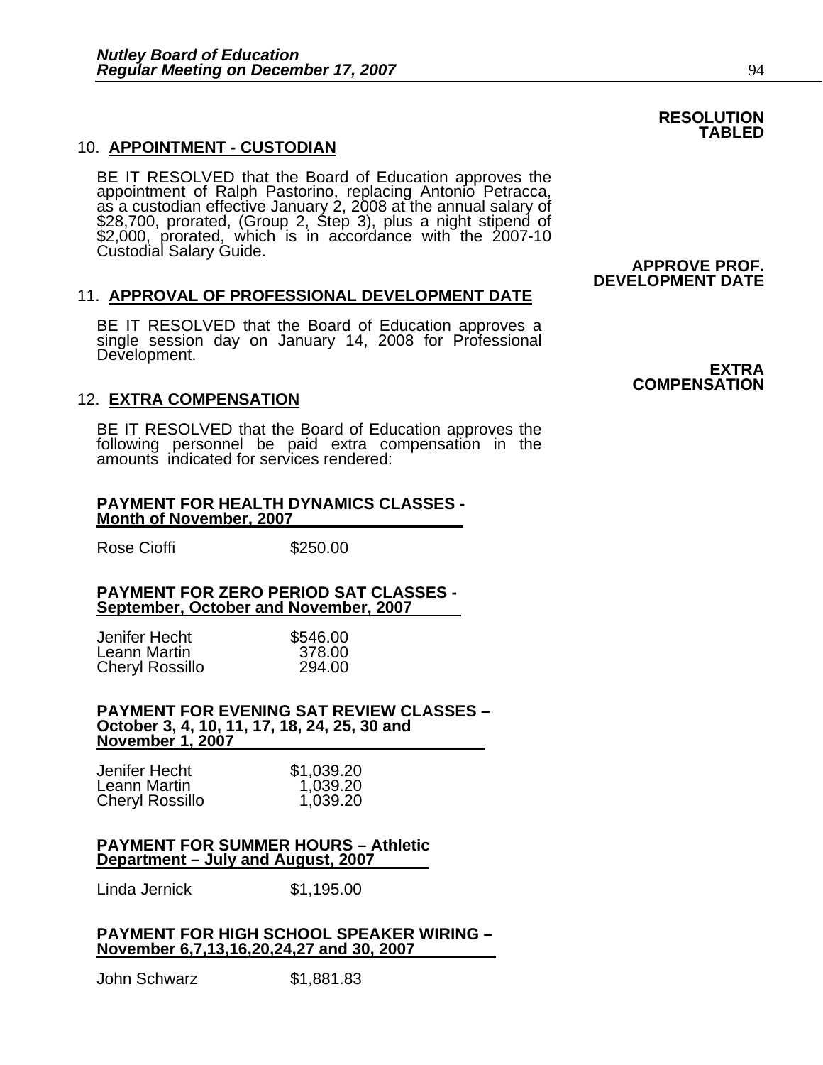**RESOLUTION TABLED**

10. **APPOINTMENT - CUSTODIAN**

BE IT RESOLVED that the Board of Education approves the appointment of Ralph Pastorino, replacing Antonio Petracca, as a custodian effective January 2, 2008 at the annual salary of \$28,700, prorated, (Group 2, Step 3), plus a night stipend of \$2,000, prorated, which is in accordance with the 2007-10 Custodial Salary Guide.

**APPROVE PROF. DEVELOPMENT DATE**

11. **APPROVAL OF PROFESSIONAL DEVELOPMENT DATE**

BE IT RESOLVED that the Board of Education approves a single session day on January 14, 2008 for Professional Development.

**EXTRA COMPENSATION**

12. **EXTRA COMPENSATION**

BE IT RESOLVED that the Board of Education approves the following personnel be paid extra compensation in the amounts indicated for services rendered:

**PAYMENT FOR HEALTH DYNAMICS CLASSES - Month of November, 2007**

| | |
|---|---|
| Rose Cioffi | \$250.00 |

**PAYMENT FOR ZERO PERIOD SAT CLASSES - September, October and November, 2007**

| | |
|---|---|
| Jenifer Hecht | \$546.00 |
| Leann Martin | 378.00 |
| Cheryl Rossillo | 294.00 |

**PAYMENT FOR EVENING SAT REVIEW CLASSES – October 3, 4, 10, 11, 17, 18, 24, 25, 30 and November 1, 2007**

| | |
|---|---|
| Jenifer Hecht | \$1,039.20 |
| Leann Martin | 1,039.20 |
| Cheryl Rossillo | 1,039.20 |

**PAYMENT FOR SUMMER HOURS – Athletic Department – July and August, 2007**

| | |
|---|---|
| Linda Jernick | \$1,195.00 |

**PAYMENT FOR HIGH SCHOOL SPEAKER WIRING – November 6,7,13,16,20,24,27 and 30, 2007**

| | |
|---|---|
| John Schwarz | \$1,881.83 |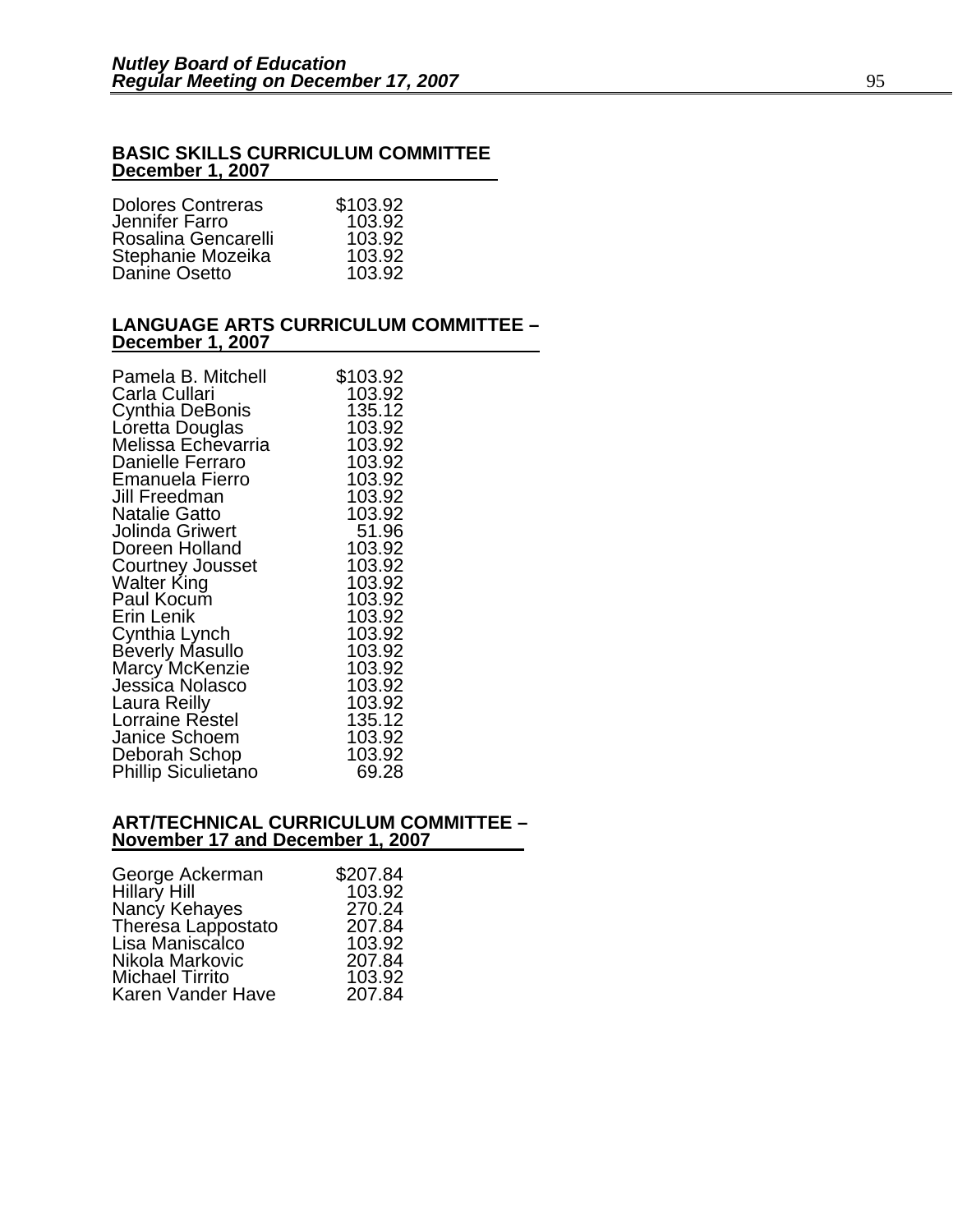**BASIC SKILLS CURRICULUM COMMITTEE**
**December 1, 2007**

| | |
|---|---|
| Dolores Contreras | $103.92 |
| Jennifer Farro | 103.92 |
| Rosalina Gencarelli | 103.92 |
| Stephanie Mozeika | 103.92 |
| Danine Osetto | 103.92 |

**LANGUAGE ARTS CURRICULUM COMMITTEE – December 1, 2007**

| | |
|---|---|
| Pamela B. Mitchell | $103.92 |
| Carla Cullari | 103.92 |
| Cynthia DeBonis | 135.12 |
| Loretta Douglas | 103.92 |
| Melissa Echevarria | 103.92 |
| Danielle Ferraro | 103.92 |
| Emanuela Fierro | 103.92 |
| Jill Freedman | 103.92 |
| Natalie Gatto | 103.92 |
| Jolinda Griwert | 51.96 |
| Doreen Holland | 103.92 |
| Courtney Jousset | 103.92 |
| Walter King | 103.92 |
| Paul Kocum | 103.92 |
| Erin Lenik | 103.92 |
| Cynthia Lynch | 103.92 |
| Beverly Masullo | 103.92 |
| Marcy McKenzie | 103.92 |
| Jessica Nolasco | 103.92 |
| Laura Reilly | 103.92 |
| Lorraine Restel | 135.12 |
| Janice Schoem | 103.92 |
| Deborah Schop | 103.92 |
| Phillip Siculietano | 69.28 |

**ART/TECHNICAL CURRICULUM COMMITTEE – November 17 and December 1, 2007**

| | |
|---|---|
| George Ackerman | $207.84 |
| Hillary Hill | 103.92 |
| Nancy Kehayes | 270.24 |
| Theresa Lappostato | 207.84 |
| Lisa Maniscalco | 103.92 |
| Nikola Markovic | 207.84 |
| Michael Tirrito | 103.92 |
| Karen Vander Have | 207.84 |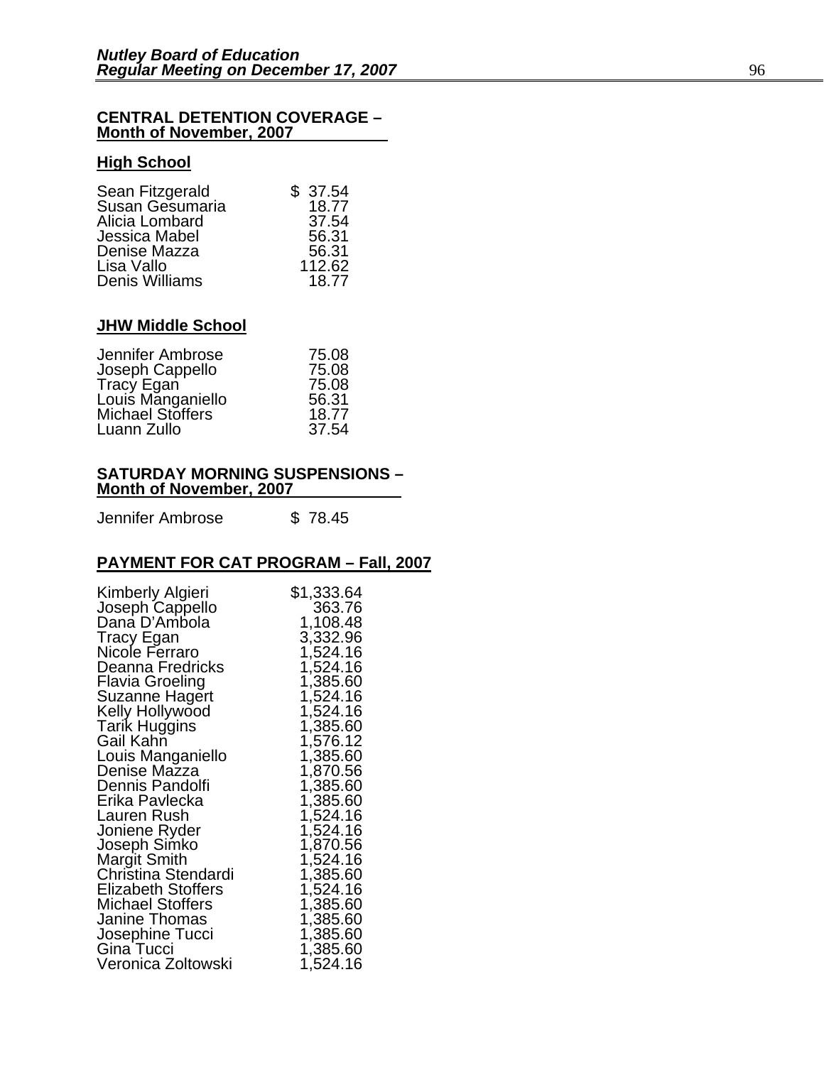**CENTRAL DETENTION COVERAGE – Month of November, 2007**

**High School**

| | |
|---|---|
| Sean Fitzgerald | $ 37.54 |
| Susan Gesumaria | 18.77 |
| Alicia Lombard | 37.54 |
| Jessica Mabel | 56.31 |
| Denise Mazza | 56.31 |
| Lisa Vallo | 112.62 |
| Denis Williams | 18.77 |

**JHW Middle School**

| | |
|---|---|
| Jennifer Ambrose | 75.08 |
| Joseph Cappello | 75.08 |
| Tracy Egan | 75.08 |
| Louis Manganiello | 56.31 |
| Michael Stoffers | 18.77 |
| Luann Zullo | 37.54 |

**SATURDAY MORNING SUSPENSIONS – Month of November, 2007**

| | |
|---|---|
| Jennifer Ambrose | $ 78.45 |

**PAYMENT FOR CAT PROGRAM – Fall, 2007**

| | |
|---|---|
| Kimberly Algieri | $1,333.64 |
| Joseph Cappello | 363.76 |
| Dana D'Ambola | 1,108.48 |
| Tracy Egan | 3,332.96 |
| Nicole Ferraro | 1,524.16 |
| Deanna Fredricks | 1,524.16 |
| Flavia Groeling | 1,385.60 |
| Suzanne Hagert | 1,524.16 |
| Kelly Hollywood | 1,524.16 |
| Tarik Huggins | 1,385.60 |
| Gail Kahn | 1,576.12 |
| Louis Manganiello | 1,385.60 |
| Denise Mazza | 1,870.56 |
| Dennis Pandolfi | 1,385.60 |
| Erika Pavlecka | 1,385.60 |
| Lauren Rush | 1,524.16 |
| Joniene Ryder | 1,524.16 |
| Joseph Simko | 1,870.56 |
| Margit Smith | 1,524.16 |
| Christina Stendardi | 1,385.60 |
| Elizabeth Stoffers | 1,524.16 |
| Michael Stoffers | 1,385.60 |
| Janine Thomas | 1,385.60 |
| Josephine Tucci | 1,385.60 |
| Gina Tucci | 1,385.60 |
| Veronica Zoltowski | 1,524.16 |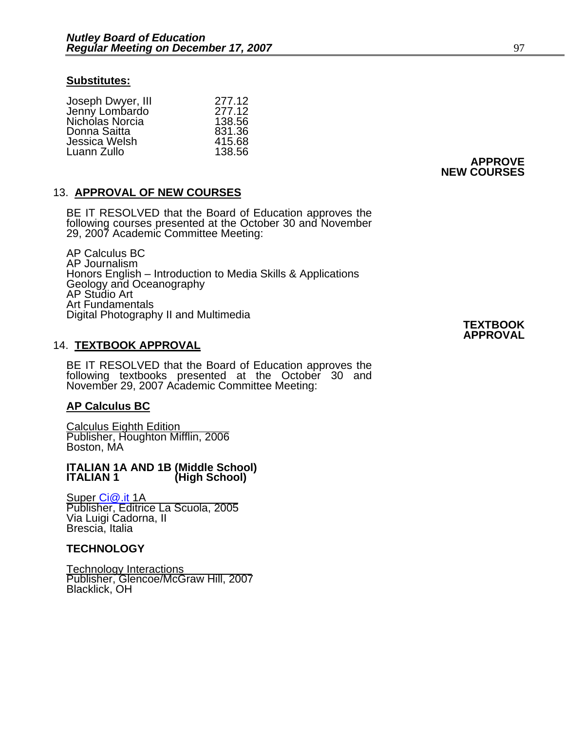**Substitutes:**

| | |
|---|---|
| Joseph Dwyer, III | 277.12 |
| Jenny Lombardo | 277.12 |
| Nicholas Norcia | 138.56 |
| Donna Saitta | 831.36 |
| Jessica Welsh | 415.68 |
| Luann Zullo | 138.56 |

**APPROVE NEW COURSES**

13. **APPROVAL OF NEW COURSES**

BE IT RESOLVED that the Board of Education approves the following courses presented at the October 30 and November 29, 2007 Academic Committee Meeting:

AP Calculus BC
AP Journalism
Honors English – Introduction to Media Skills & Applications
Geology and Oceanography
AP Studio Art
Art Fundamentals
Digital Photography II and Multimedia

**TEXTBOOK APPROVAL**

14. **TEXTBOOK APPROVAL**

BE IT RESOLVED that the Board of Education approves the following textbooks presented at the October 30 and November 29, 2007 Academic Committee Meeting:

**AP Calculus BC**

Calculus Eighth Edition
Publisher, Houghton Mifflin, 2006
Boston, MA

**ITALIAN 1A AND 1B (Middle School)**
**ITALIAN 1 (High School)**

Super Ci@.it 1A
Publisher, Editrice La Scuola, 2005
Via Luigi Cadorna, II
Brescia, Italia

**TECHNOLOGY**

Technology Interactions
Publisher, Glencoe/McGraw Hill, 2007
Blacklick, OH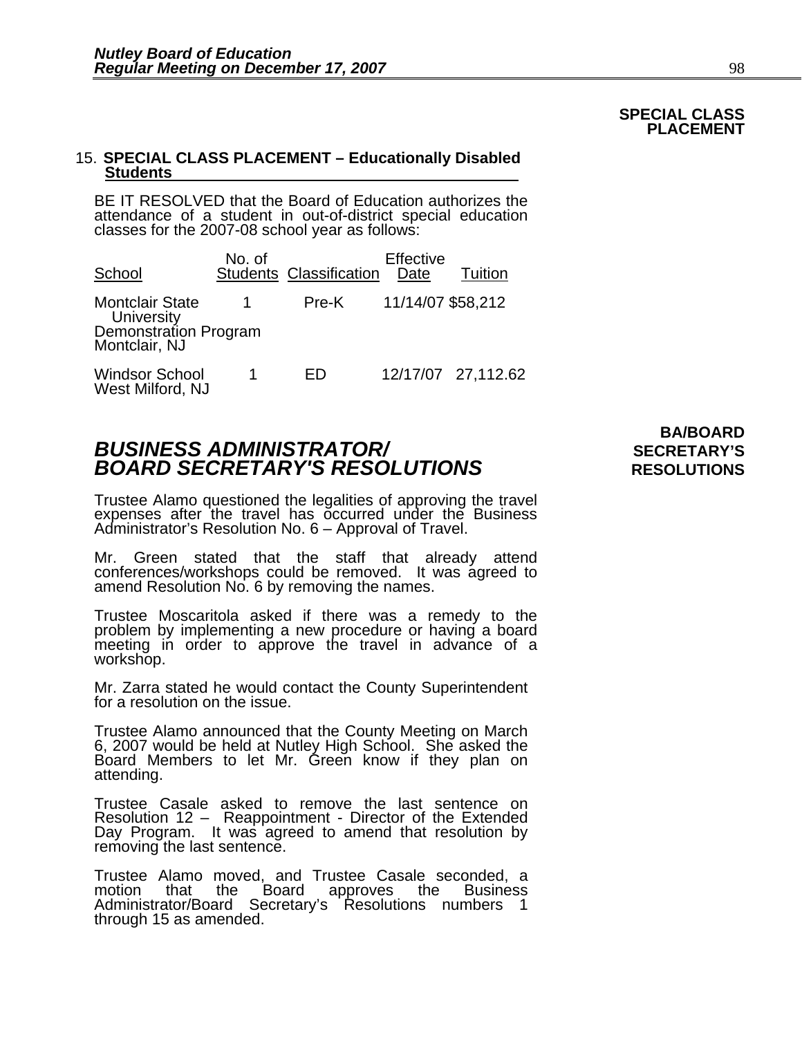**SPECIAL CLASS PLACEMENT**

15. **SPECIAL CLASS PLACEMENT – Educationally Disabled Students**

BE IT RESOLVED that the Board of Education authorizes the attendance of a student in out-of-district special education classes for the 2007-08 school year as follows:

| School | No. of Students | Classification | Effective Date | Tuition |
|---|---|---|---|---|
| Montclair State University Demonstration Program Montclair, NJ | 1 | Pre-K | 11/14/07 | $58,212 |
| Windsor School West Milford, NJ | 1 | ED | 12/17/07 | 27,112.62 |

**BA/BOARD SECRETARY'S RESOLUTIONS**

## *BUSINESS ADMINISTRATOR/ BOARD SECRETARY'S RESOLUTIONS*

Trustee Alamo questioned the legalities of approving the travel expenses after the travel has occurred under the Business Administrator's Resolution No. 6 – Approval of Travel.

Mr. Green stated that the staff that already attend conferences/workshops could be removed. It was agreed to amend Resolution No. 6 by removing the names.

Trustee Moscaritola asked if there was a remedy to the problem by implementing a new procedure or having a board meeting in order to approve the travel in advance of a workshop.

Mr. Zarra stated he would contact the County Superintendent for a resolution on the issue.

Trustee Alamo announced that the County Meeting on March 6, 2007 would be held at Nutley High School. She asked the Board Members to let Mr. Green know if they plan on attending.

Trustee Casale asked to remove the last sentence on Resolution 12 – Reappointment - Director of the Extended Day Program. It was agreed to amend that resolution by removing the last sentence.

Trustee Alamo moved, and Trustee Casale seconded, a motion that the Board approves the Business Administrator/Board Secretary's Resolutions numbers 1 through 15 as amended.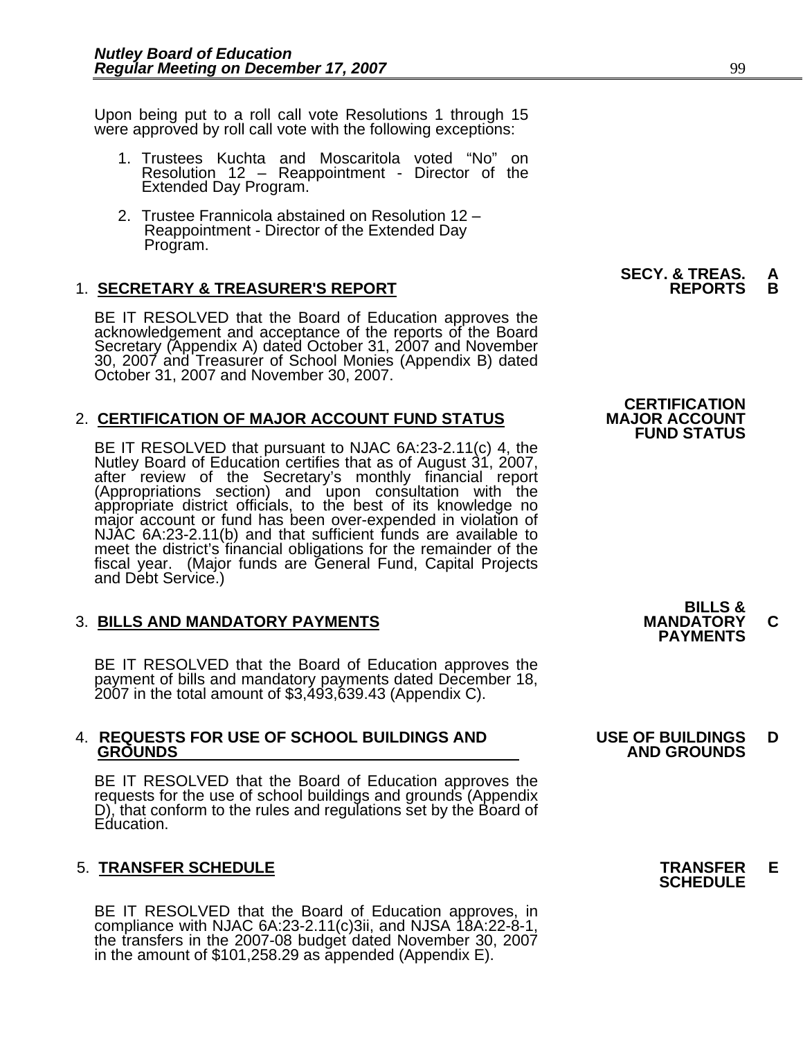Upon being put to a roll call vote Resolutions 1 through 15 were approved by roll call vote with the following exceptions:

1. Trustees Kuchta and Moscaritola voted "No" on Resolution 12 – Reappointment - Director of the Extended Day Program.

2. Trustee Frannicola abstained on Resolution 12 – Reappointment - Director of the Extended Day Program.

**SECY. & TREAS. REPORTS** **A B**

1. **SECRETARY & TREASURER'S REPORT**

BE IT RESOLVED that the Board of Education approves the acknowledgement and acceptance of the reports of the Board Secretary (Appendix A) dated October 31, 2007 and November 30, 2007 and Treasurer of School Monies (Appendix B) dated October 31, 2007 and November 30, 2007.

**CERTIFICATION MAJOR ACCOUNT FUND STATUS**

2. **CERTIFICATION OF MAJOR ACCOUNT FUND STATUS**

BE IT RESOLVED that pursuant to NJAC 6A:23-2.11(c) 4, the Nutley Board of Education certifies that as of August 31, 2007, after review of the Secretary's monthly financial report (Appropriations section) and upon consultation with the appropriate district officials, to the best of its knowledge no major account or fund has been over-expended in violation of NJAC 6A:23-2.11(b) and that sufficient funds are available to meet the district's financial obligations for the remainder of the fiscal year. (Major funds are General Fund, Capital Projects and Debt Service.)

**BILLS & MANDATORY PAYMENTS** **C**

3. **BILLS AND MANDATORY PAYMENTS**

BE IT RESOLVED that the Board of Education approves the payment of bills and mandatory payments dated December 18, 2007 in the total amount of $3,493,639.43 (Appendix C).

**USE OF BUILDINGS AND GROUNDS** **D**

4. **REQUESTS FOR USE OF SCHOOL BUILDINGS AND GROUNDS**

BE IT RESOLVED that the Board of Education approves the requests for the use of school buildings and grounds (Appendix D), that conform to the rules and regulations set by the Board of Education.

**TRANSFER SCHEDULE** **E**

5. **TRANSFER SCHEDULE**

BE IT RESOLVED that the Board of Education approves, in compliance with NJAC 6A:23-2.11(c)3ii, and NJSA 18A:22-8-1, the transfers in the 2007-08 budget dated November 30, 2007 in the amount of $101,258.29 as appended (Appendix E).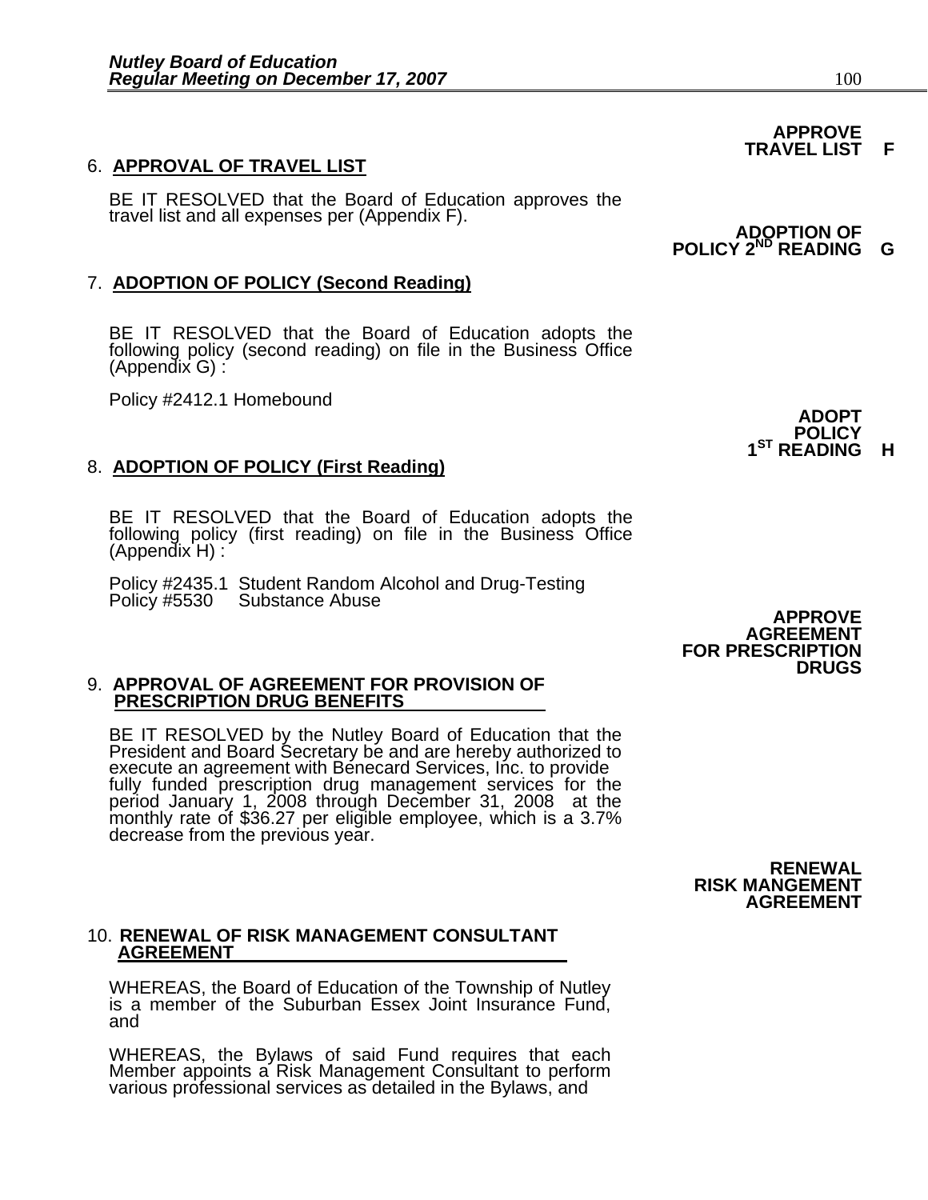**APPROVE TRAVEL LIST F**

6. **APPROVAL OF TRAVEL LIST**

BE IT RESOLVED that the Board of Education approves the travel list and all expenses per (Appendix F).

**ADOPTION OF POLICY 2ND READING G**

7. **ADOPTION OF POLICY (Second Reading)**

BE IT RESOLVED that the Board of Education adopts the following policy (second reading) on file in the Business Office (Appendix G) :

Policy #2412.1 Homebound

**ADOPT POLICY 1ST READING H**

8. **ADOPTION OF POLICY (First Reading)**

BE IT RESOLVED that the Board of Education adopts the following policy (first reading) on file in the Business Office (Appendix H) :

Policy #2435.1 Student Random Alcohol and Drug-Testing
Policy #5530 Substance Abuse

**APPROVE AGREEMENT FOR PRESCRIPTION DRUGS**

9. **APPROVAL OF AGREEMENT FOR PROVISION OF PRESCRIPTION DRUG BENEFITS**

BE IT RESOLVED by the Nutley Board of Education that the President and Board Secretary be and are hereby authorized to execute an agreement with Benecard Services, Inc. to provide fully funded prescription drug management services for the period January 1, 2008 through December 31, 2008 at the monthly rate of $36.27 per eligible employee, which is a 3.7% decrease from the previous year.

**RENEWAL RISK MANGEMENT AGREEMENT**

10. **RENEWAL OF RISK MANAGEMENT CONSULTANT AGREEMENT**

WHEREAS, the Board of Education of the Township of Nutley is a member of the Suburban Essex Joint Insurance Fund, and

WHEREAS, the Bylaws of said Fund requires that each Member appoints a Risk Management Consultant to perform various professional services as detailed in the Bylaws, and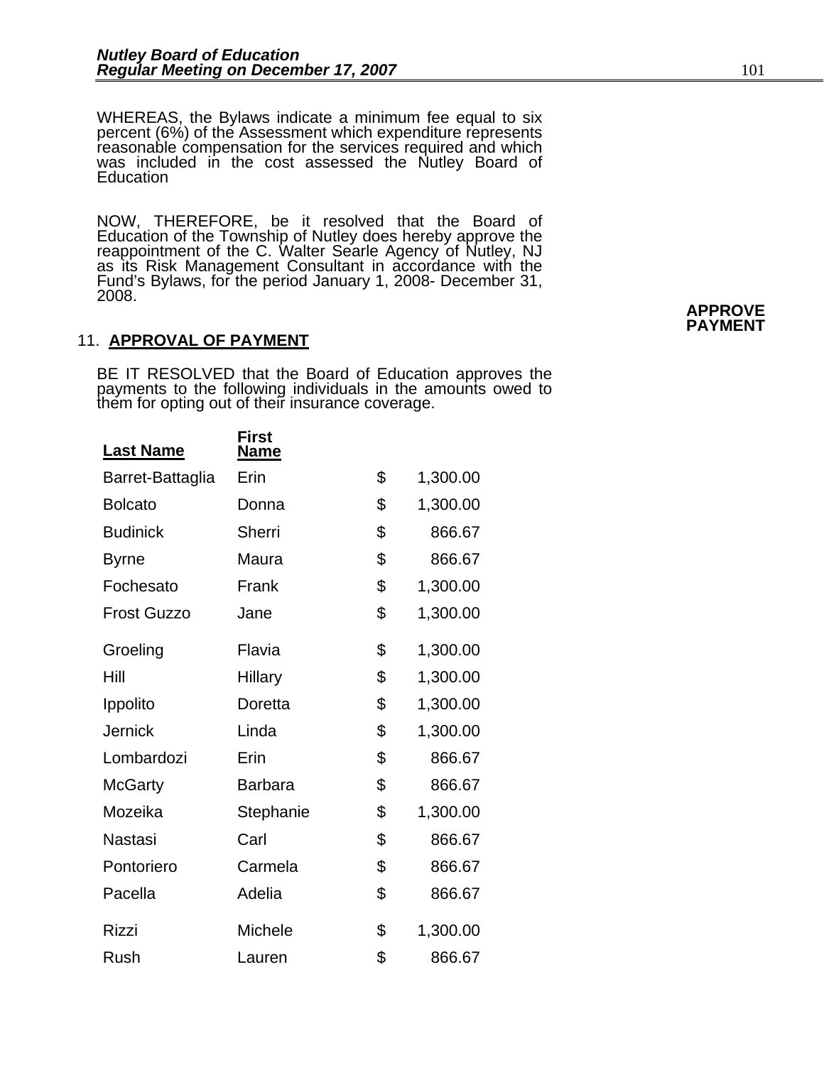WHEREAS, the Bylaws indicate a minimum fee equal to six percent (6%) of the Assessment which expenditure represents reasonable compensation for the services required and which was included in the cost assessed the Nutley Board of Education

NOW, THEREFORE, be it resolved that the Board of Education of the Township of Nutley does hereby approve the reappointment of the C. Walter Searle Agency of Nutley, NJ as its Risk Management Consultant in accordance with the Fund's Bylaws, for the period January 1, 2008- December 31, 2008.

**APPROVE PAYMENT**

11. **APPROVAL OF PAYMENT**

BE IT RESOLVED that the Board of Education approves the payments to the following individuals in the amounts owed to them for opting out of their insurance coverage.

| Last Name | First Name | | |
|---|---|---|---|
| Barret-Battaglia | Erin | $ | 1,300.00 |
| Bolcato | Donna | $ | 1,300.00 |
| Budinick | Sherri | $ | 866.67 |
| Byrne | Maura | $ | 866.67 |
| Fochesato | Frank | $ | 1,300.00 |
| Frost Guzzo | Jane | $ | 1,300.00 |
| Groeling | Flavia | $ | 1,300.00 |
| Hill | Hillary | $ | 1,300.00 |
| Ippolito | Doretta | $ | 1,300.00 |
| Jernick | Linda | $ | 1,300.00 |
| Lombardozi | Erin | $ | 866.67 |
| McGarty | Barbara | $ | 866.67 |
| Mozeika | Stephanie | $ | 1,300.00 |
| Nastasi | Carl | $ | 866.67 |
| Pontoriero | Carmela | $ | 866.67 |
| Pacella | Adelia | $ | 866.67 |
| Rizzi | Michele | $ | 1,300.00 |
| Rush | Lauren | $ | 866.67 |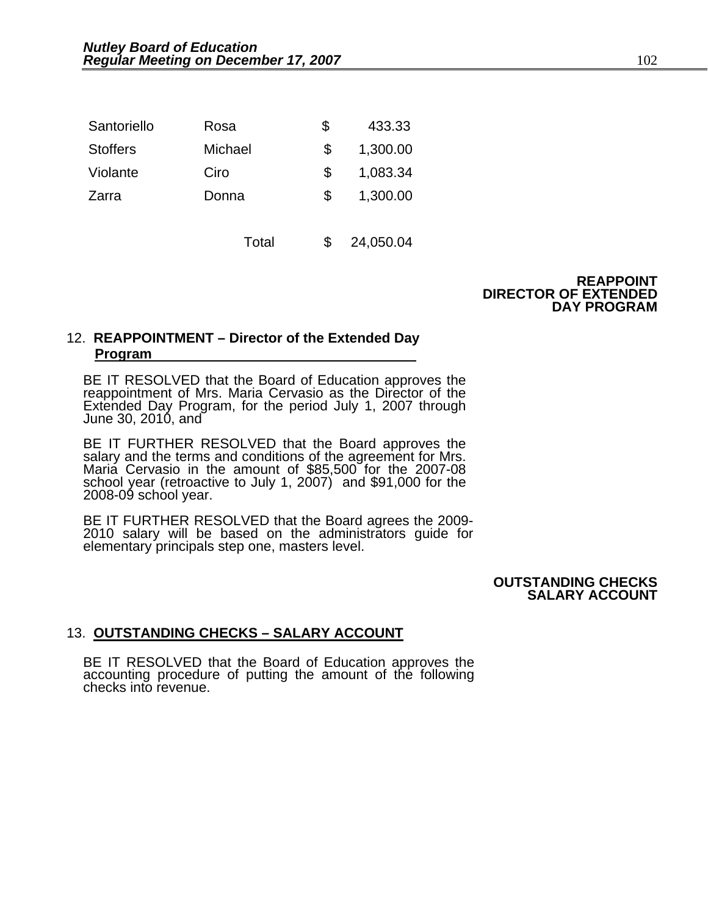| | | | |
|---|---|---|---|
| Santoriello | Rosa | $ | 433.33 |
| Stoffers | Michael | $ | 1,300.00 |
| Violante | Ciro | $ | 1,083.34 |
| Zarra | Donna | $ | 1,300.00 |
| | Total | $ | 24,050.04 |

**REAPPOINT DIRECTOR OF EXTENDED DAY PROGRAM**

12. **REAPPOINTMENT – Director of the Extended Day Program**

BE IT RESOLVED that the Board of Education approves the reappointment of Mrs. Maria Cervasio as the Director of the Extended Day Program, for the period July 1, 2007 through June 30, 2010, and

BE IT FURTHER RESOLVED that the Board approves the salary and the terms and conditions of the agreement for Mrs. Maria Cervasio in the amount of $85,500 for the 2007-08 school year (retroactive to July 1, 2007) and $91,000 for the 2008-09 school year.

BE IT FURTHER RESOLVED that the Board agrees the 2009-2010 salary will be based on the administrators guide for elementary principals step one, masters level.

**OUTSTANDING CHECKS SALARY ACCOUNT**

13. **OUTSTANDING CHECKS – SALARY ACCOUNT**

BE IT RESOLVED that the Board of Education approves the accounting procedure of putting the amount of the following checks into revenue.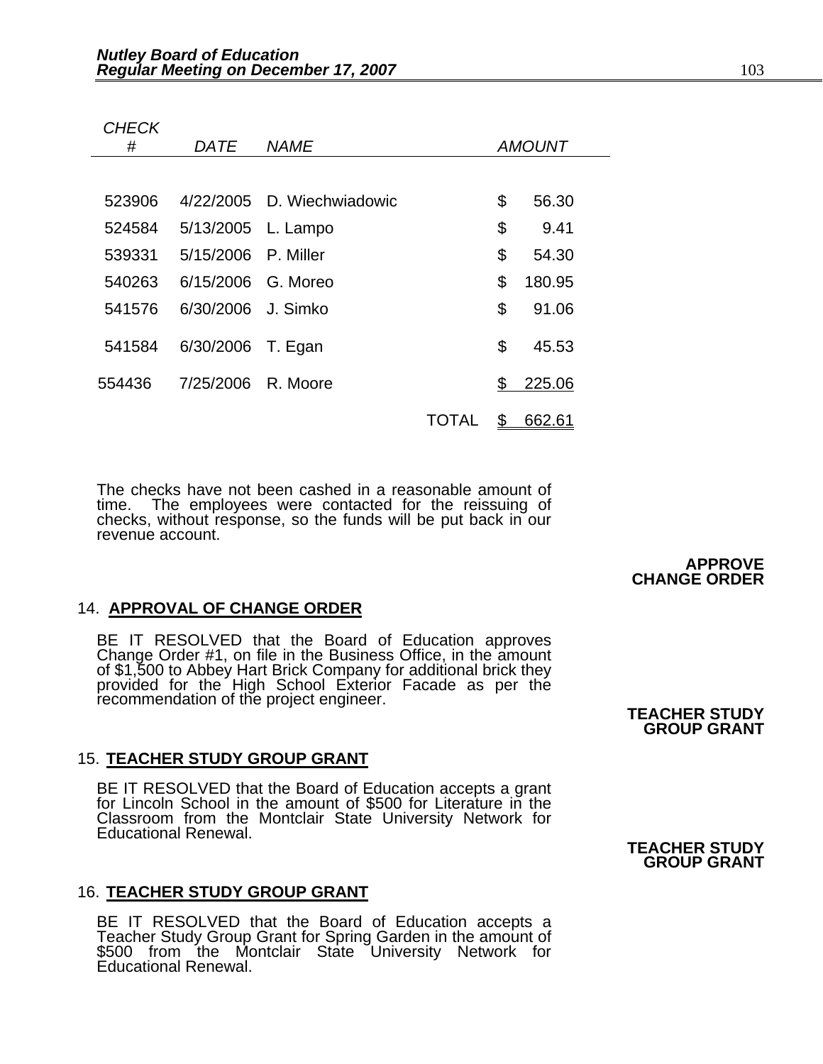| CHECK # | DATE | NAME | | AMOUNT |
|---|---|---|---|---|
| 523906 | 4/22/2005 | D. Wiechwiadowic | | $ 56.30 |
| 524584 | 5/13/2005 | L. Lampo | | $ 9.41 |
| 539331 | 5/15/2006 | P. Miller | | $ 54.30 |
| 540263 | 6/15/2006 | G. Moreo | | $ 180.95 |
| 541576 | 6/30/2006 | J. Simko | | $ 91.06 |
| 541584 | 6/30/2006 | T. Egan | | $ 45.53 |
| 554436 | 7/25/2006 | R. Moore | | $ 225.06 |
| | | | TOTAL | $ 662.61 |

The checks have not been cashed in a reasonable amount of time. The employees were contacted for the reissuing of checks, without response, so the funds will be put back in our revenue account.

**APPROVE CHANGE ORDER**

14. **APPROVAL OF CHANGE ORDER**

BE IT RESOLVED that the Board of Education approves Change Order #1, on file in the Business Office, in the amount of $1,500 to Abbey Hart Brick Company for additional brick they provided for the High School Exterior Facade as per the recommendation of the project engineer.

**TEACHER STUDY GROUP GRANT**

15. **TEACHER STUDY GROUP GRANT**

BE IT RESOLVED that the Board of Education accepts a grant for Lincoln School in the amount of $500 for Literature in the Classroom from the Montclair State University Network for Educational Renewal.

**TEACHER STUDY GROUP GRANT**

16. **TEACHER STUDY GROUP GRANT**

BE IT RESOLVED that the Board of Education accepts a Teacher Study Group Grant for Spring Garden in the amount of $500 from the Montclair State University Network for Educational Renewal.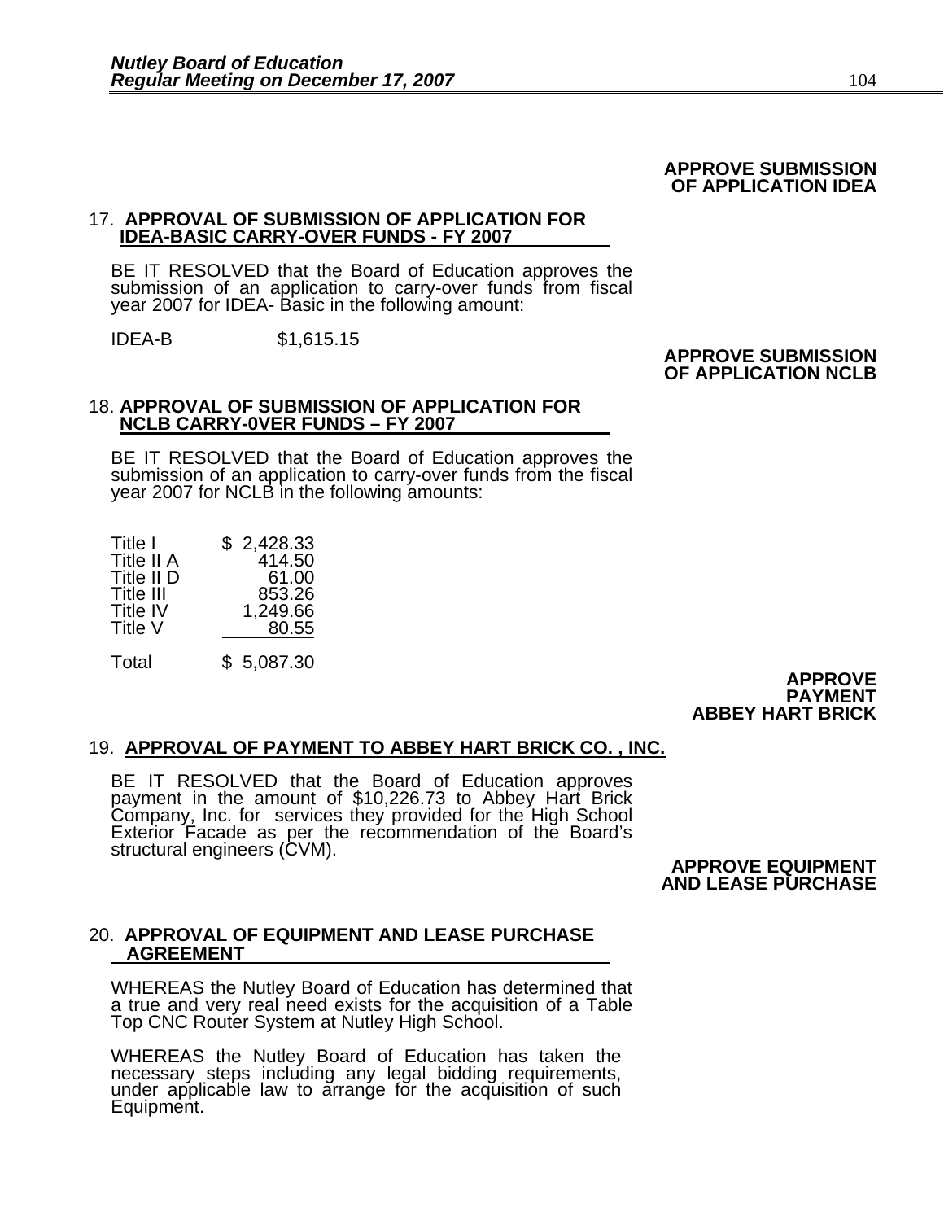**APPROVE SUBMISSION OF APPLICATION IDEA**

17. **APPROVAL OF SUBMISSION OF APPLICATION FOR IDEA-BASIC CARRY-OVER FUNDS - FY 2007**

BE IT RESOLVED that the Board of Education approves the submission of an application to carry-over funds from fiscal year 2007 for IDEA- Basic in the following amount:

IDEA-B $1,615.15

**APPROVE SUBMISSION OF APPLICATION NCLB**

18. **APPROVAL OF SUBMISSION OF APPLICATION FOR NCLB CARRY-0VER FUNDS – FY 2007**

BE IT RESOLVED that the Board of Education approves the submission of an application to carry-over funds from the fiscal year 2007 for NCLB in the following amounts:

| | |
|---|---|
| Title I | $ 2,428.33 |
| Title II A | 414.50 |
| Title II D | 61.00 |
| Title III | 853.26 |
| Title IV | 1,249.66 |
| Title V | 80.55 |
| Total | $ 5,087.30 |

**APPROVE PAYMENT ABBEY HART BRICK**

19. **APPROVAL OF PAYMENT TO ABBEY HART BRICK CO. , INC.**

BE IT RESOLVED that the Board of Education approves payment in the amount of $10,226.73 to Abbey Hart Brick Company, Inc. for services they provided for the High School Exterior Facade as per the recommendation of the Board's structural engineers (CVM).

**APPROVE EQUIPMENT AND LEASE PURCHASE**

20. **APPROVAL OF EQUIPMENT AND LEASE PURCHASE AGREEMENT**

WHEREAS the Nutley Board of Education has determined that a true and very real need exists for the acquisition of a Table Top CNC Router System at Nutley High School.

WHEREAS the Nutley Board of Education has taken the necessary steps including any legal bidding requirements, under applicable law to arrange for the acquisition of such Equipment.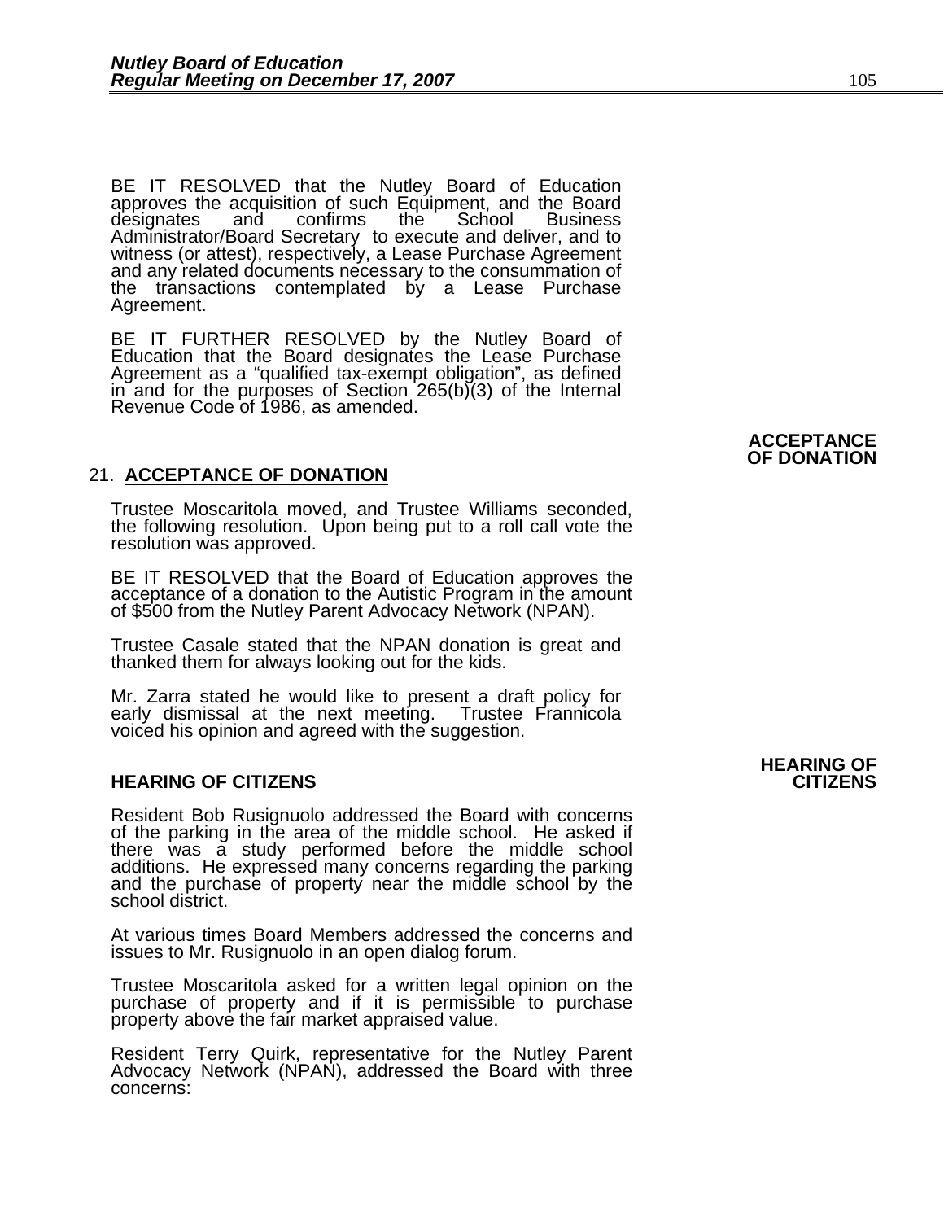BE IT RESOLVED that the Nutley Board of Education approves the acquisition of such Equipment, and the Board designates and confirms the School Business Administrator/Board Secretary to execute and deliver, and to witness (or attest), respectively, a Lease Purchase Agreement and any related documents necessary to the consummation of the transactions contemplated by a Lease Purchase Agreement.

BE IT FURTHER RESOLVED by the Nutley Board of Education that the Board designates the Lease Purchase Agreement as a "qualified tax-exempt obligation", as defined in and for the purposes of Section 265(b)(3) of the Internal Revenue Code of 1986, as amended.

**ACCEPTANCE OF DONATION**

21. **ACCEPTANCE OF DONATION**

Trustee Moscaritola moved, and Trustee Williams seconded, the following resolution. Upon being put to a roll call vote the resolution was approved.

BE IT RESOLVED that the Board of Education approves the acceptance of a donation to the Autistic Program in the amount of $500 from the Nutley Parent Advocacy Network (NPAN).

Trustee Casale stated that the NPAN donation is great and thanked them for always looking out for the kids.

Mr. Zarra stated he would like to present a draft policy for early dismissal at the next meeting. Trustee Frannicola voiced his opinion and agreed with the suggestion.

**HEARING OF CITIZENS**

**HEARING OF CITIZENS**

Resident Bob Rusignuolo addressed the Board with concerns of the parking in the area of the middle school. He asked if there was a study performed before the middle school additions. He expressed many concerns regarding the parking and the purchase of property near the middle school by the school district.

At various times Board Members addressed the concerns and issues to Mr. Rusignuolo in an open dialog forum.

Trustee Moscaritola asked for a written legal opinion on the purchase of property and if it is permissible to purchase property above the fair market appraised value.

Resident Terry Quirk, representative for the Nutley Parent Advocacy Network (NPAN), addressed the Board with three concerns: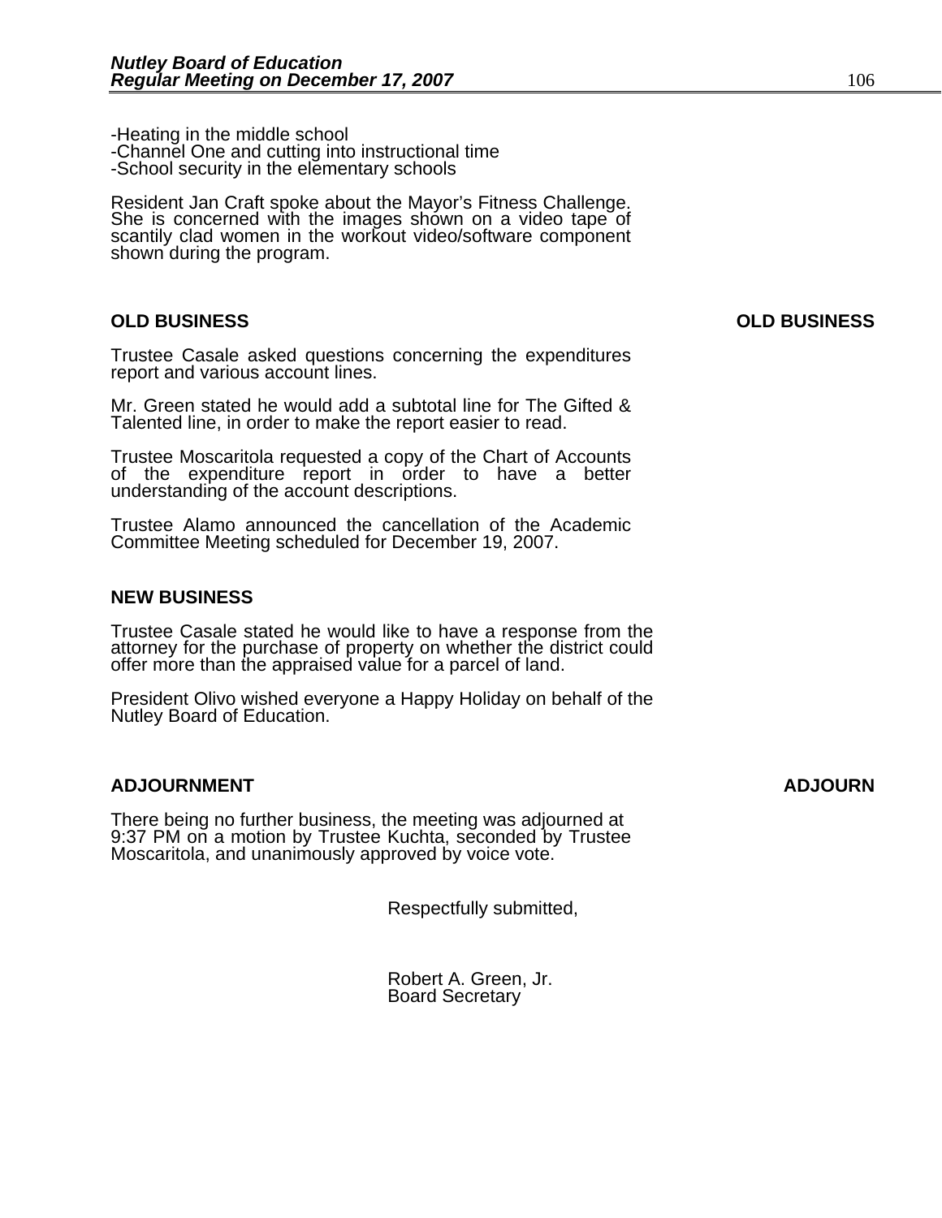-Heating in the middle school
-Channel One and cutting into instructional time
-School security in the elementary schools

Resident Jan Craft spoke about the Mayor's Fitness Challenge. She is concerned with the images shown on a video tape of scantily clad women in the workout video/software component shown during the program.

## OLD BUSINESS

**OLD BUSINESS**

Trustee Casale asked questions concerning the expenditures report and various account lines.

Mr. Green stated he would add a subtotal line for The Gifted & Talented line, in order to make the report easier to read.

Trustee Moscaritola requested a copy of the Chart of Accounts of the expenditure report in order to have a better understanding of the account descriptions.

Trustee Alamo announced the cancellation of the Academic Committee Meeting scheduled for December 19, 2007.

## NEW BUSINESS

Trustee Casale stated he would like to have a response from the attorney for the purchase of property on whether the district could offer more than the appraised value for a parcel of land.

President Olivo wished everyone a Happy Holiday on behalf of the Nutley Board of Education.

## ADJOURNMENT

**ADJOURN**

There being no further business, the meeting was adjourned at 9:37 PM on a motion by Trustee Kuchta, seconded by Trustee Moscaritola, and unanimously approved by voice vote.

Respectfully submitted,

Robert A. Green, Jr.
Board Secretary